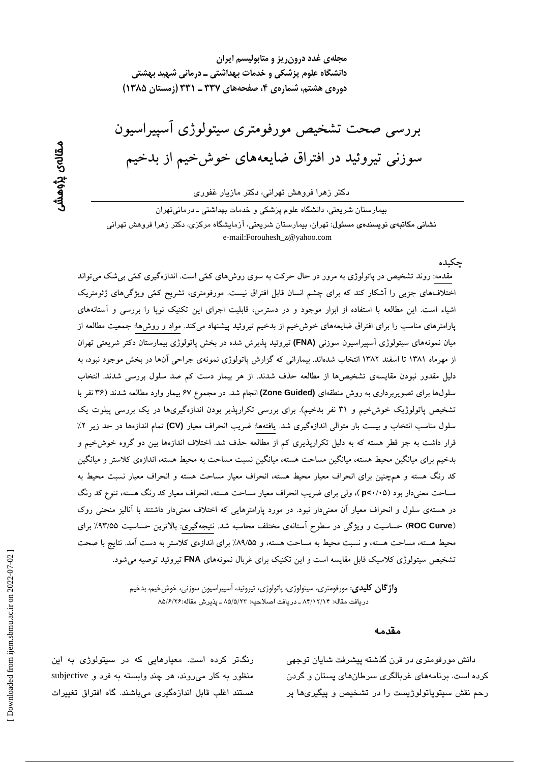مجله‌ی غدد درون‌ریز و متابولیسم ایران
دانشگاه علوم پزشکی و خدمات بهداشتی ـ درمانی شهید بهشتی
دوره‌ی هشتم، شماره‌ی ۴، صفحه‌های ۳۳۷ ـ ۳۳۱ (زمستان ۱۳۸۵)

مقاله‌ی پژوهشی

# بررسی صحت تشخیص مورفومتری سیتولوژی آسپیراسیون سوزنی تیروئید در افتراق ضایعه‌های خوش‌خیم از بدخیم

دکتر زهرا فروهش تهرانی، دکتر مازیار غفوری

بیمارستان شریعتی، دانشگاه علوم پزشکی و خدمات بهداشتی ـ درمانی‌تهران

**نشانی مکاتبه‌ی نویسنده‌ی مسئول:** تهران، بیمارستان شریعتی، آزمایشگاه مرکزی، دکتر زهرا فروهش تهرانی
e-mail:Forouhesh_z@yahoo.com

## چکیده

مقدمه: روند تشخیص در پاتولوژی به مرور در حال حرکت به سوی روش‌های کمّی است. اندازه‌گیری کمّی بی‌شک می‌تواند اختلاف‌های جزیی را آشکار کند که برای چشم انسان قابل افتراق نیست. مورفومتری، تشریح کمّی ویژگی‌های ژئومتریک اشیاء است. این مطالعه با استفاده از ابزار موجود و در دسترس، قابلیت اجرای این تکنیک نوپا را بررسی و آستانه‌های پارامترهای مناسب را برای افتراق ضایعه‌های خوش‌خیم از بدخیم تیروئید پیشنهاد می‌کند. مواد و روش‌ها: جمعیت مطالعه از میان نمونه‌های سیتولوژی آسپیراسیون سوزنی **(FNA)** تیروئید پذیرش شده در بخش پاتولوژی بیمارستان دکتر شریعتی تهران از مهرماه ۱۳۸۱ تا اسفند ۱۳۸۲ انتخاب شده‌اند. بیمارانی که گزارش پاتولوژی نمونه‌ی جراحی آن‌ها در بخش موجود نبود، به دلیل مقدور نبودن مقایسه‌ی تشخیص‌ها از مطالعه حذف شدند. از هر بیمار دست کم صد سلول بررسی شدند. انتخاب سلول‌ها برای تصویربرداری به روش منطقه‌ای **(Zone Guided)** انجام شد. در مجموع ۶۷ بیمار وارد مطالعه شدند (۳۶ نفر با تشخیص پاتولوژیک خوش‌خیم و ۳۱ نفر بدخیم). برای بررسی تکرارپذیر بودن اندازه‌گیری‌ها در یک بررسی پیلوت یک سلول مناسب انتخاب و بیست بار متوالی اندازه‌گیری شد. یافته‌ها: ضریب انحراف معیار **(CV)** تمام اندازه‌ها در حد زیر ۲٪ قرار داشت به جز قطر هسته که به دلیل تکرارپذیری کم از مطالعه حذف شد. اختلاف اندازه‌ها بین دو گروه خوش‌خیم و بدخیم برای میانگین محیط هسته، میانگین مساحت هسته، میانگین نسبت مساحت به محیط هسته، اندازه‌ی کلاستر و میانگین کد رنگ هسته و همچنین برای انحراف معیار محیط هسته، انحراف معیار مساحت هسته و انحراف معیار نسبت محیط به مساحت معنی‌دار بود (p<۰/۰۵)، ولی برای ضریب انحراف معیار مساحت هسته، انحراف معیار کد رنگ هسته، تنوع کد رنگ در هسته‌ی سلول و انحراف معیار آن معنی‌دار نبود. در مورد پارامترهایی که اختلاف معنی‌دار داشتند با آنالیز منحنی روک **(ROC Curve)** حساسیت و ویژگی در سطوح آستانه‌ی مختلف محاسبه شد. نتیجه‌گیری: بالاترین حساسیت ۹۳/۵۵٪ برای محیط هسته، مساحت هسته، و نسبت محیط به مساحت هسته، و ۸۹/۵۵٪ برای اندازه‌ی کلاستر به دست آمد. نتایج با صحت تشخیص سیتولوژی کلاسیک قابل مقایسه است و این تکنیک برای غربال نمونه‌های **FNA** تیروئید توصیه می‌شود.

**واژگان کلیدی**: مورفومتری، سیتولوژی، پاتولوژی، تیروئید، آسپیراسیون سوزنی، خوش‌خیم، بدخیم
دریافت مقاله: ۸۴/۱۲/۱۴ ـ دریافت اصلاحیه: ۸۵/۵/۲۳ ـ پذیرش مقاله:۸۵/۶/۲۶

## مقدمه

دانش مورفومتری در قرن گذشته پیشرفت شایان توجهی کرده است. برنامه‌های غربالگری سرطان‌های پستان و گردن رحم نقش سیتوپاتولوژیست را در تشخیص و پیگیری‌ها پر رنگ‌تر کرده است. معیارهایی که در سیتولوژی به این منظور به کار می‌روند، هر چند وابسته به فرد و subjective هستند اغلب قابل اندازه‌گیری می‌باشند. گاه افتراق تغییرات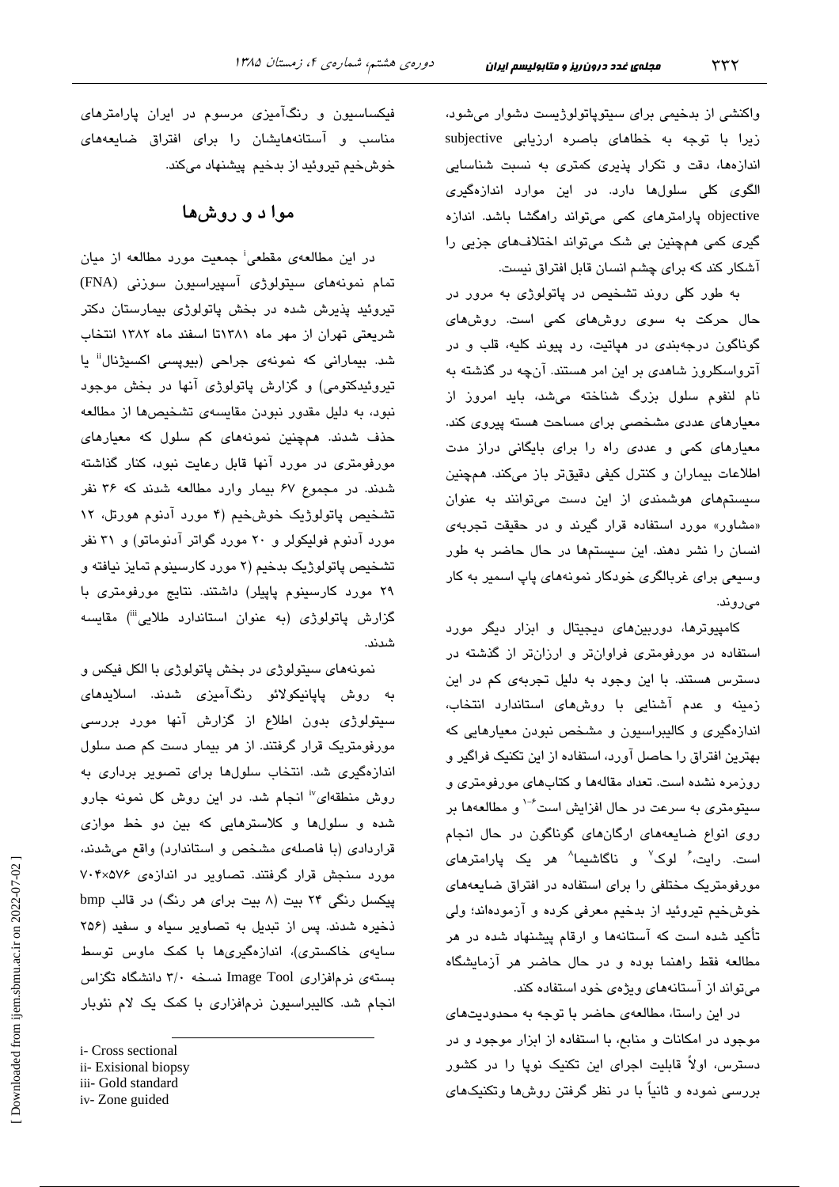واکنشی از بدخیمی برای سیتوپاتولوژیست دشوار می‌شود، زیرا با توجه به خطاهای باصره ارزیابی subjective اندازه‌ها، دقت و تکرار پذیری کمتری به نسبت شناسایی الگوی کلی سلول‌ها دارد. در این موارد اندازه‌گیری objective پارامترهای کمی می‌تواند راهگشا باشد. اندازه گیری کمی همچنین بی شک می‌تواند اختلاف‌های جزیی را آشکار کند که برای چشم انسان قابل افتراق نیست.

به طور کلی روند تشخیص در پاتولوژی به مرور در حال حرکت به سوی روش‌های کمی است. روش‌های گوناگون درجه‌بندی در هپاتیت، رد پیوند کلیه، قلب و در آترواسکلروز شاهدی بر این امر هستند. آن‌چه در گذشته به نام لنفوم سلول بزرگ شناخته می‌شد، باید امروز از معیارهای عددی مشخصی برای مساحت هسته پیروی کند. معیارهای کمی و عددی راه را برای بایگانی دراز مدت اطلاعات بیماران و کنترل کیفی دقیق‌تر باز می‌کند. همچنین سیستم‌های هوشمندی از این دست می‌توانند به عنوان «مشاور» مورد استفاده قرار گیرند و در حقیقت تجربه‌ی انسان را نشر دهند. این سیستم‌ها در حال حاضر به طور وسیعی برای غربالگری خودکار نمونه‌های پاپ اسمیر به کار می‌روند.

کامپیوترها، دوربین‌های دیجیتال و ابزار دیگر مورد استفاده در مورفومتری فراوان‌تر و ارزان‌تر از گذشته در دسترس هستند. با این وجود به دلیل تجربه‌ی کم در این زمینه و عدم آشنایی با روش‌های استاندارد انتخاب، اندازه‌گیری و کالیبراسیون و مشخص نبودن معیارهایی که بهترین افتراق را حاصل آورد، استفاده از این تکنیک فراگیر و روزمره نشده است. تعداد مقاله‌ها و کتاب‌های مورفومتری و سیتومتری به سرعت در حال افزایش است[۶-۱۰] و مطالعه‌ها بر روی انواع ضایعه‌های ارگان‌های گوناگون در حال انجام است. رایت،[۶] لوک[۷] و ناگاشیما[۸] هر یک پارامترهای مورفومتریک مختلفی را برای استفاده در افتراق ضایعه‌های خوش‌خیم تیروئید از بدخیم معرفی کرده و آزموده‌اند؛ ولی تأکید شده است که آستانه‌ها و ارقام پیشنهاد شده در هر مطالعه فقط راهنما بوده و در حال حاضر هر آزمایشگاه می‌تواند از آستانه‌های ویژه‌ی خود استفاده کند.

در این راستا، مطالعه‌ی حاضر با توجه به محدودیت‌های موجود در امکانات و منابع، با استفاده از ابزار موجود و در دسترس، اولاً قابلیت اجرای این تکنیک نوپا را در کشور بررسی نموده و ثانیاً با در نظر گرفتن روش‌ها وتکنیک‌های فیکساسیون و رنگ‌آمیزی مرسوم در ایران پارامترهای مناسب و آستانه‌هایشان را برای افتراق ضایعه‌های خوش‌خیم تیروئید از بدخیم پیشنهاد می‌کند.

## مواد و روش‌ها

در این مطالعه‌ی مقطعی[i] جمعیت مورد مطالعه از میان تمام نمونه‌های سیتولوژی آسپیراسیون سوزنی (FNA) تیروئید پذیرش شده در بخش پاتولوژی بیمارستان دکتر شریعتی تهران از مهر ماه ۱۳۸۱تا اسفند ماه ۱۳۸۲ انتخاب شد. بیمارانی که نمونه‌ی جراحی (بیوپسی اکسیژنال[ii] یا تیروئیدکتومی) و گزارش پاتولوژی آنها در بخش موجود نبود، به دلیل مقدور نبودن مقایسه‌ی تشخیص‌ها از مطالعه حذف شدند. همچنین نمونه‌های کم سلول که معیارهای مورفومتری در مورد آنها قابل رعایت نبود، کنار گذاشته شدند. در مجموع ۶۷ بیمار وارد مطالعه شدند که ۳۶ نفر تشخیص پاتولوژیک خوش‌خیم (۴ مورد آدنوم هورتل، ۱۲ مورد آدنوم فولیکولر و ۲۰ مورد گواتر آدنوماتو) و ۳۱ نفر تشخیص پاتولوژیک بدخیم (۲ مورد کارسینوم تمایز نیافته و ۲۹ مورد کارسینوم پاپیلر) داشتند. نتایج مورفومتری با گزارش پاتولوژی (به عنوان استاندارد طلایی[iii]) مقایسه شدند.

نمونه‌های سیتولوژی در بخش پاتولوژی با الکل فیکس و به روش پاپانیکولائو رنگ‌آمیزی شدند. اسلایدهای سیتولوژی بدون اطلاع از گزارش آنها مورد بررسی مورفومتریک قرار گرفتند. از هر بیمار دست کم صد سلول اندازه‌گیری شد. انتخاب سلول‌ها برای تصویر برداری به روش منطقه‌ای[iv] انجام شد. در این روش کل نمونه جارو شده و سلول‌ها و کلاسترهایی که بین دو خط موازی قراردادی (با فاصله‌ی مشخص و استاندارد) واقع می‌شدند، مورد سنجش قرار گرفتند. تصاویر در اندازه‌ی ۵۷۶×۷۰۴ پیکسل رنگی ۲۴ بیت (۸ بیت برای هر رنگ) در قالب bmp ذخیره شدند. پس از تبدیل به تصاویر سیاه و سفید (۲۵۶ سایه‌ی خاکستری)، اندازه‌گیری‌ها با کمک ماوس توسط بسته‌ی نرم‌افزاری Image Tool نسخه ۳/۰ دانشگاه تگزاس انجام شد. کالیبراسیون نرم‌افزاری با کمک یک لام نئوبار

---

i- Cross sectional
ii- Exisional biopsy
iii- Gold standard
iv- Zone guided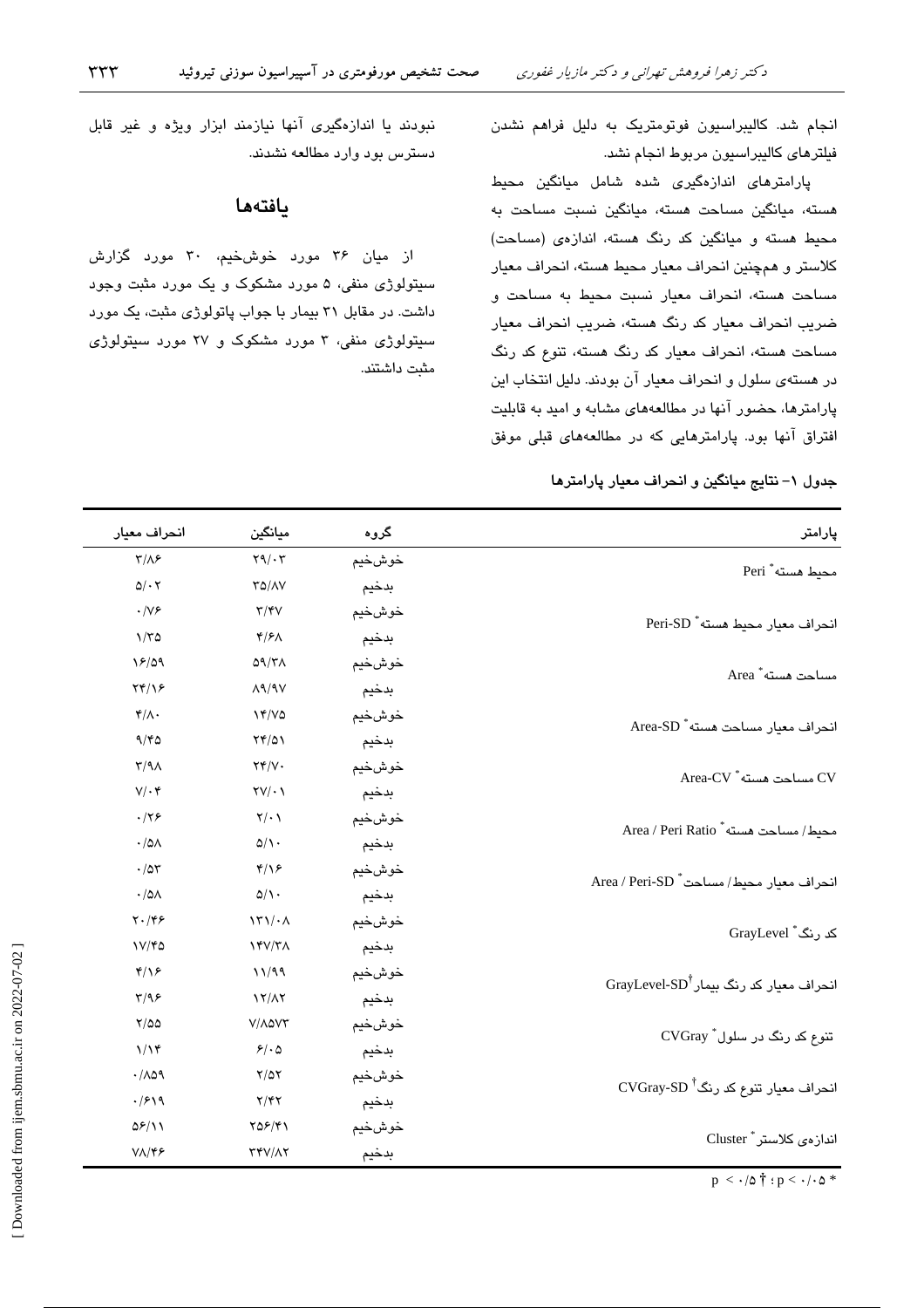انجام شد. کالیبراسیون فوتومتریک به دلیل فراهم نشدن فیلترهای کالیبراسیون مربوط انجام نشد.

پارامترهای اندازه‌گیری شده شامل میانگین محیط هسته، میانگین مساحت هسته، میانگین نسبت مساحت به محیط هسته و میانگین کد رنگ هسته، اندازه‌ی (مساحت) کلاستر و هم‌چنین انحراف معیار محیط هسته، انحراف معیار مساحت هسته، انحراف معیار نسبت محیط به مساحت و ضریب انحراف معیار کد رنگ هسته، ضریب انحراف معیار مساحت هسته، انحراف معیار کد رنگ هسته، تنوع کد رنگ در هسته‌ی سلول و انحراف معیار آن بودند. دلیل انتخاب این پارامترها، حضور آنها در مطالعه‌های مشابه و امید به قابلیت افتراق آنها بود. پارامترهایی که در مطالعه‌های قبلی موفق نبودند یا اندازه‌گیری آنها نیازمند ابزار ویژه و غیر قابل دسترس بود وارد مطالعه نشدند.

## یافته‌ها

از میان ۳۶ مورد خوش‌خیم، ۳۰ مورد گزارش سیتولوژی منفی، ۵ مورد مشکوک و یک مورد مثبت وجود داشت. در مقابل ۳۱ بیمار با جواب پاتولوژی مثبت، یک مورد سیتولوژی منفی، ۳ مورد مشکوک و ۲۷ مورد سیتولوژی مثبت داشتند.

**جدول ۱- نتایج میانگین و انحراف معیار پارامترها**

| پارامتر | گروه | میانگین | انحراف معیار |
|---|---|---|---|
| محیط هسته* Peri | خوش‌خیم | ۲۹/۰۳ | ۳/۸۶ |
| | بدخیم | ۳۵/۸۷ | ۵/۰۲ |
| انحراف معیار محیط هسته* Peri-SD | خوش‌خیم | ۳/۴۷ | ۰/۷۶ |
| | بدخیم | ۴/۶۸ | ۱/۳۵ |
| مساحت هسته* Area | خوش‌خیم | ۵۹/۳۸ | ۱۶/۵۹ |
| | بدخیم | ۸۹/۹۷ | ۲۴/۱۶ |
| انحراف معیار مساحت هسته* Area-SD | خوش‌خیم | ۱۴/۷۵ | ۴/۸۰ |
| | بدخیم | ۲۴/۵۱ | ۹/۴۵ |
| CV مساحت هسته* Area-CV | خوش‌خیم | ۲۴/۷۰ | ۳/۹۸ |
| | بدخیم | ۲۷/۰۱ | ۷/۰۴ |
| محیط/ مساحت هسته* Area / Peri Ratio | خوش‌خیم | ۲/۰۱ | ۰/۲۶ |
| | بدخیم | ۵/۱۰ | ۰/۵۸ |
| انحراف معیار محیط/ مساحت* Area / Peri-SD | خوش‌خیم | ۴/۱۶ | ۰/۵۳ |
| | بدخیم | ۵/۱۰ | ۰/۵۸ |
| کد رنگ* GrayLevel | خوش‌خیم | ۱۳۱/۰۸ | ۲۰/۴۶ |
| | بدخیم | ۱۴۷/۳۸ | ۱۷/۴۵ |
| انحراف معیار کد رنگ بیمار† GrayLevel-SD | خوش‌خیم | ۱۱/۹۹ | ۴/۱۶ |
| | بدخیم | ۱۲/۸۲ | ۳/۹۶ |
| تنوع کد رنگ در سلول* CVGray | خوش‌خیم | ۷/۸۵۷۳ | ۲/۵۵ |
| | بدخیم | ۶/۰۵ | ۱/۱۴ |
| انحراف معیار تنوع کد رنگ† CVGray-SD | خوش‌خیم | ۲/۵۲ | ۰/۸۵۹ |
| | بدخیم | ۲/۴۲ | ۰/۶۱۹ |
| اندازه‌ی کلاستر* Cluster | خوش‌خیم | ۲۵۶/۴۱ | ۵۶/۱۱ |
| | بدخیم | ۳۴۷/۸۲ | ۷۸/۴۶ |

$p < ۰/۰۵$ * ؛ $p < ۰/۵$ †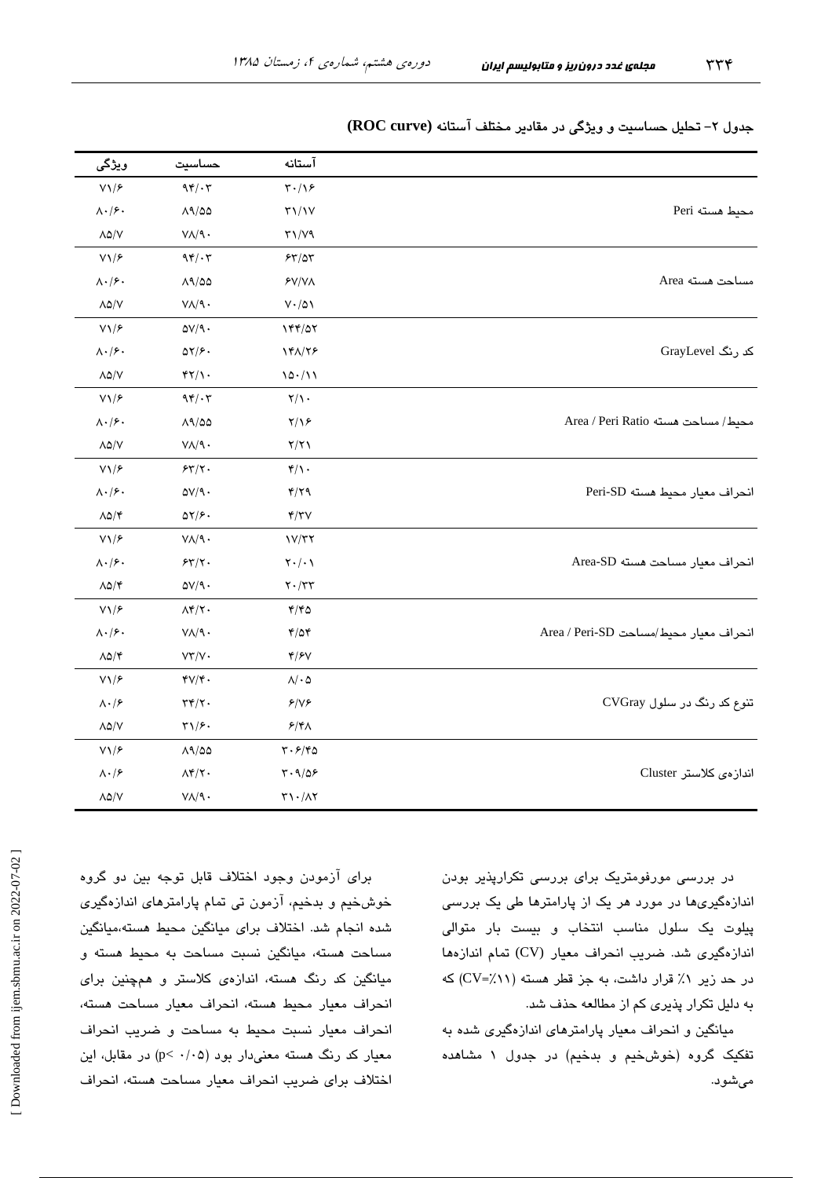جدول ۲- تحلیل حساسیت و ویژگی در مقادیر مختلف آستانه (ROC curve)

| | آستانه | حساسیت | ویژگی |
|---|---|---|---|
| محیط هسته Peri | ۳۰/۱۶ | ۹۴/۰۳ | ۷۱/۶ |
| | ۳۱/۱۷ | ۸۹/۵۵ | ۸۰/۶۰ |
| | ۳۱/۷۹ | ۷۸/۹۰ | ۸۵/۷ |
| مساحت هسته Area | ۶۳/۵۳ | ۹۴/۰۳ | ۷۱/۶ |
| | ۶۷/۷۸ | ۸۹/۵۵ | ۸۰/۶۰ |
| | ۷۰/۵۱ | ۷۸/۹۰ | ۸۵/۷ |
| کد رنگ GrayLevel | ۱۴۴/۵۲ | ۵۷/۹۰ | ۷۱/۶ |
| | ۱۴۸/۲۶ | ۵۲/۶۰ | ۸۰/۶۰ |
| | ۱۵۰/۱۱ | ۴۲/۱۰ | ۸۵/۷ |
| محیط/ مساحت هسته Area / Peri Ratio | ۲/۱۰ | ۹۴/۰۳ | ۷۱/۶ |
| | ۲/۱۶ | ۸۹/۵۵ | ۸۰/۶۰ |
| | ۲/۲۱ | ۷۸/۹۰ | ۸۵/۷ |
| انحراف معیار محیط هسته Peri-SD | ۴/۱۰ | ۶۳/۲۰ | ۷۱/۶ |
| | ۴/۲۹ | ۵۷/۹۰ | ۸۰/۶۰ |
| | ۴/۳۷ | ۵۲/۶۰ | ۸۵/۴ |
| انحراف معیار مساحت هسته Area-SD | ۱۷/۳۲ | ۷۸/۹۰ | ۷۱/۶ |
| | ۲۰/۰۱ | ۶۳/۲۰ | ۸۰/۶۰ |
| | ۲۰/۳۳ | ۵۷/۹۰ | ۸۵/۴ |
| انحراف معیار محیط/مساحت Area / Peri-SD | ۴/۴۵ | ۸۴/۲۰ | ۷۱/۶ |
| | ۴/۵۴ | ۷۸/۹۰ | ۸۰/۶۰ |
| | ۴/۶۷ | ۷۳/۷۰ | ۸۵/۴ |
| تنوع کد رنگ در سلول CVGray | ۸/۰۵ | ۴۷/۴۰ | ۷۱/۶ |
| | ۶/۷۶ | ۳۴/۲۰ | ۸۰/۶ |
| | ۶/۴۸ | ۳۱/۶۰ | ۸۵/۷ |
| اندازه‌ی کلاستر Cluster | ۳۰۶/۴۵ | ۸۹/۵۵ | ۷۱/۶ |
| | ۳۰۹/۵۶ | ۸۴/۲۰ | ۸۰/۶ |
| | ۳۱۰/۸۲ | ۷۸/۹۰ | ۸۵/۷ |

در بررسی مورفومتریک برای بررسی تکرارپذیر بودن اندازه‌گیری‌ها در مورد هر یک از پارامترها طی یک بررسی پیلوت یک سلول مناسب انتخاب و بیست بار متوالی اندازه‌گیری شد. ضریب انحراف معیار (CV) تمام اندازه‌ها در حد زیر ۱٪ قرار داشت، به جز قطر هسته (CV=٪۱۱) که به دلیل تکرار پذیری کم از مطالعه حذف شد.

میانگین و انحراف معیار پارامترهای اندازه‌گیری شده به تفکیک گروه (خوش‌خیم و بدخیم) در جدول ۱ مشاهده می‌شود.

برای آزمودن وجود اختلاف قابل توجه بین دو گروه خوش‌خیم و بدخیم، آزمون تی تمام پارامترهای اندازه‌گیری شده انجام شد. اختلاف برای میانگین محیط هسته،میانگین مساحت هسته، میانگین نسبت مساحت به محیط هسته و میانگین کد رنگ هسته، اندازه‌ی کلاستر و همچنین برای انحراف معیار محیط هسته، انحراف معیار مساحت هسته، انحراف معیار نسبت محیط به مساحت و ضریب انحراف معیار کد رنگ هسته معنی‌دار بود ($p< ۰/۰۵$) در مقابل، این اختلاف برای ضریب انحراف معیار مساحت هسته، انحراف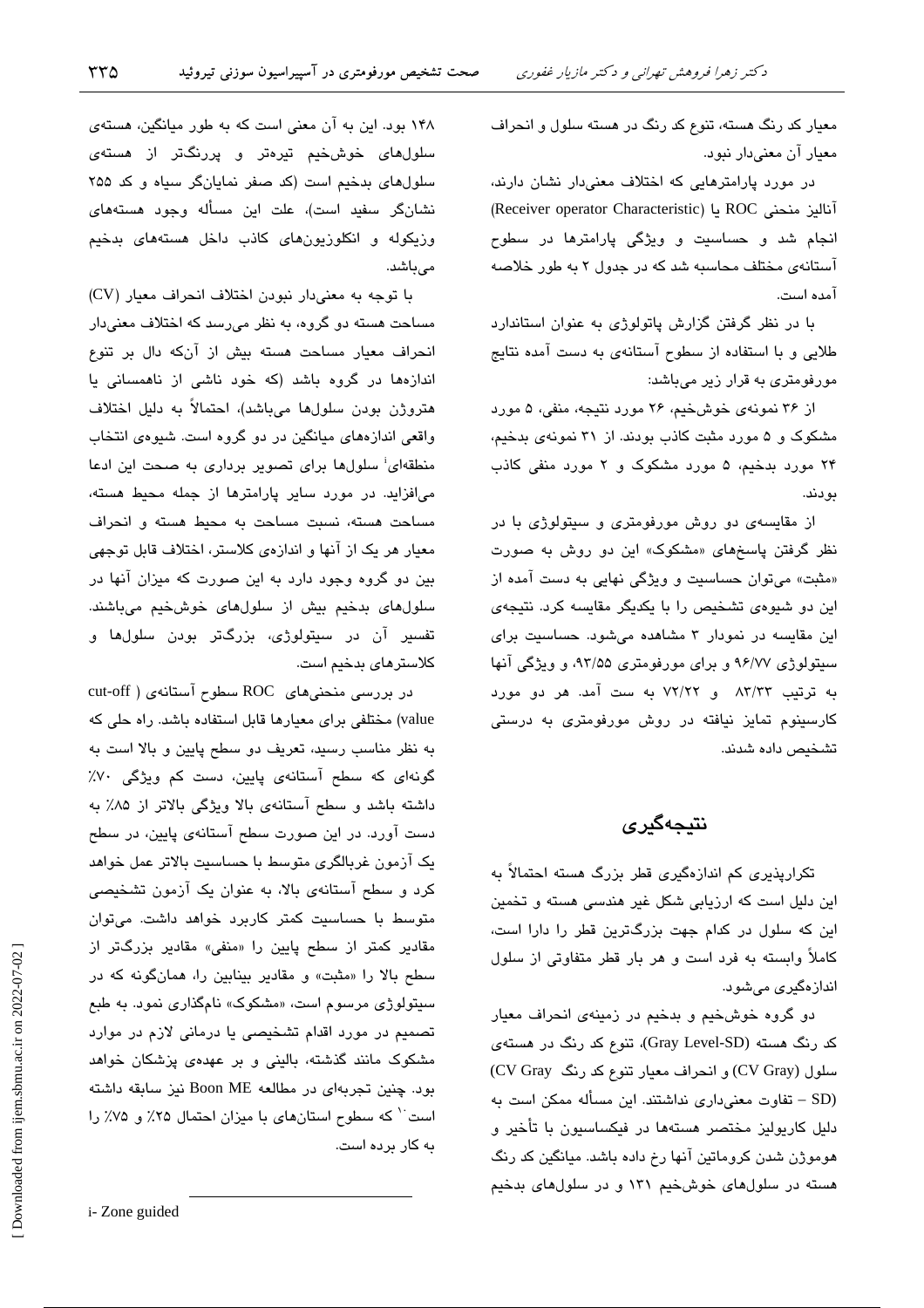معیار کد رنگ هسته، تنوع کد رنگ در هسته سلول و انحراف معیار آن معنی‌دار نبود.

در مورد پارامترهایی که اختلاف معنی‌دار نشان دارند، آنالیز منحنی ROC یا (Receiver operator Characteristic) انجام شد و حساسیت و ویژگی پارامترها در سطوح آستانه‌ی مختلف محاسبه شد که در جدول ۲ به طور خلاصه آمده است.

با در نظر گرفتن گزارش پاتولوژی به عنوان استاندارد طلایی و با استفاده از سطوح آستانه‌ی به دست آمده نتایج مورفومتری به قرار زیر می‌باشد:

از ۳۶ نمونه‌ی خوش‌خیم، ۲۶ مورد نتیجه، منفی، ۵ مورد مشکوک و ۵ مورد مثبت کاذب بودند. از ۳۱ نمونه‌ی بدخیم، ۲۴ مورد بدخیم، ۵ مورد مشکوک و ۲ مورد منفی کاذب بودند.

از مقایسه‌ی دو روش مورفومتری و سیتولوژی با در نظر گرفتن پاسخ‌های «مشکوک» این دو روش به صورت «مثبت» می‌توان حساسیت و ویژگی نهایی به دست آمده از این دو شیوه‌ی تشخیص را با یکدیگر مقایسه کرد. نتیجه‌ی این مقایسه در نمودار ۳ مشاهده می‌شود. حساسیت برای سیتولوژی ۹۶/۷۷ و برای مورفومتری ۹۳/۵۵، و ویژگی آنها به ترتیب ۸۳/۳۳ و ۷۲/۲۲ به ست آمد. هر دو مورد کارسینوم تمایز نیافته در روش مورفومتری به درستی تشخیص داده شدند.

## نتیجه‌گیری

تکرارپذیری کم اندازه‌گیری قطر بزرگ هسته احتمالاً به این دلیل است که ارزیابی شکل غیر هندسی هسته و تخمین این که سلول در کدام جهت بزرگ‌ترین قطر را دارا است، کاملاً وابسته به فرد است و هر بار قطر متفاوتی از سلول اندازه‌گیری می‌شود.

دو گروه خوش‌خیم و بدخیم در زمینه‌ی انحراف معیار کد رنگ هسته (Gray Level-SD)، تنوع کد رنگ در هسته‌ی سلول (CV Gray) و انحراف معیار تنوع کد رنگ (CV Gray – SD) تفاوت معنی‌داری نداشتند. این مسأله ممکن است به دلیل کاریولیز مختصر هسته‌ها در فیکساسیون با تأخیر و هوموژن شدن کروماتین آنها رخ داده باشد. میانگین کد رنگ هسته در سلول‌های خوش‌خیم ۱۳۱ و در سلول‌های بدخیم ۱۴۸ بود. این به آن معنی است که به طور میانگین، هسته‌ی سلول‌های خوش‌خیم تیره‌تر و پررنگ‌تر از هسته‌ی سلول‌های بدخیم است (کد صفر نمایانگر سیاه و کد ۲۵۵ نشانگر سفید است)، علت این مسأله وجود هسته‌های وزیکوله و انکلوزیون‌های کاذب داخل هسته‌های بدخیم می‌باشد.

با توجه به معنی‌دار نبودن اختلاف انحراف معیار (CV) مساحت هسته دو گروه، به نظر می‌رسد که اختلاف معنی‌دار انحراف معیار مساحت هسته بیش از آن‌که دال بر تنوع اندازه‌ها در گروه باشد (که خود ناشی از ناهمسانی یا هتروژن بودن سلول‌ها می‌باشد)، احتمالاً به دلیل اختلاف واقعی اندازه‌های میانگین در دو گروه است. شیوه‌ی انتخاب منطقه‌ای[i] سلول‌ها برای تصویر برداری به صحت این ادعا می‌افزاید. در مورد سایر پارامترها از جمله محیط هسته، مساحت هسته، نسبت مساحت به محیط هسته و انحراف معیار هر یک از آنها و اندازه‌ی کلاستر، اختلاف قابل توجهی بین دو گروه وجود دارد به این صورت که میزان آنها در سلول‌های بدخیم بیش از سلول‌های خوش‌خیم می‌باشند. تفسیر آن در سیتولوژی، بزرگ‌تر بودن سلول‌ها و کلاسترهای بدخیم است.

در بررسی منحنی‌های ROC سطوح آستانه‌ی (cut-off value) مختلفی برای معیارها قابل استفاده باشد. راه حلی که به نظر مناسب رسید، تعریف دو سطح پایین و بالا است به گونه‌ای که سطح آستانه‌ی پایین، دست کم ویژگی ۷۰٪ داشته باشد و سطح آستانه‌ی بالا ویژگی بالاتر از ۸۵٪ به دست آورد. در این صورت سطح آستانه‌ی پایین، در سطح یک آزمون غربالگری متوسط با حساسیت بالاتر عمل خواهد کرد و سطح آستانه‌ی بالا، به عنوان یک آزمون تشخیصی متوسط با حساسیت کمتر کاربرد خواهد داشت. می‌توان مقادیر کمتر از سطح پایین را «منفی» مقادیر بزرگ‌تر از سطح بالا را «مثبت» و مقادیر بینابین را، همان‌گونه که در سیتولوژی مرسوم است، «مشکوک» نام‌گذاری نمود. به طبع تصمیم در مورد اقدام تشخیصی یا درمانی لازم در موارد مشکوک مانند گذشته، بالینی و بر عهده‌ی پزشکان خواهد بود. چنین تجربه‌ای در مطالعه Boon ME نیز سابقه داشته است[10] که سطوح آستان‌های با میزان احتمال ۲۵٪ و ۷۵٪ را به کار برده است.

---

i- Zone guided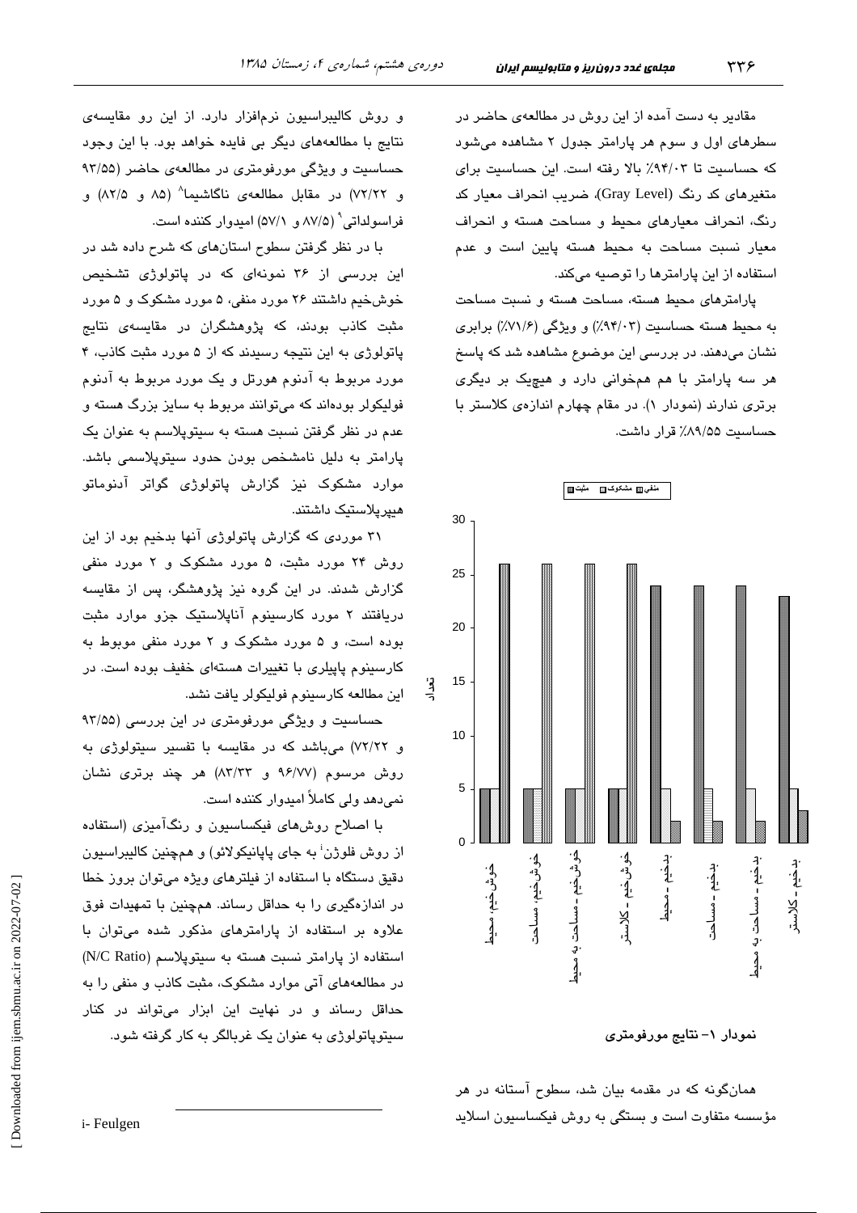مقادیر به دست آمده از این روش در مطالعه‌ی حاضر در سطرهای اول و سوم هر پارامتر جدول ۲ مشاهده می‌شود که حساسیت تا ۹۴/۰۳٪ بالا رفته است. این حساسیت برای متغیرهای کد رنگ (Gray Level)، ضریب انحراف معیار کد رنگ، انحراف معیارهای محیط و مساحت هسته و انحراف معیار نسبت مساحت به محیط هسته پایین است و عدم استفاده از این پارامترها را توصیه می‌کند.

پارامترهای محیط هسته، مساحت هسته و نسبت مساحت به محیط هسته حساسیت (۹۴/۰۳٪) و ویژگی (۷۱/۶٪) برابری نشان می‌دهند. در بررسی این موضوع مشاهده شد که پاسخ هر سه پارامتر با هم همخوانی دارد و هیچیک بر دیگری برتری ندارند (نمودار ۱). در مقام چهارم اندازه‌ی کلاستر با حساسیت ۸۹/۵۵٪ قرار داشت.

| | منفی | مشکوک | مثبت |
|---|---|---|---|
| خوش‌خیم، محیط | 5 | 5 | 26 |
| خوش‌خیم، مساحت | 5 | 5 | 26 |
| خوش‌خیم - مساحت به محیط | 5 | 5 | 26 |
| خوش‌خیم - کلاستر | 5 | 5 | 26 |
| بدخیم - محیط | 24 | 5 | 2 |
| بدخیم - مساحت | 24 | 5 | 2 |
| بدخیم - مساحت به محیط | 24 | 5 | 2 |
| بدخیم - کلاستر | 23 | 5 | 3 |

نمودار ۱- نتایج مورفومتری

همان‌گونه که در مقدمه بیان شد، سطوح آستانه در هر مؤسسه متفاوت است و بستگی به روش فیکساسیون اسلاید و روش کالیبراسیون نرم‌افزار دارد. از این رو مقایسه‌ی نتایج با مطالعه‌های دیگر بی فایده خواهد بود. با این وجود حساسیت و ویژگی مورفومتری در مطالعه‌ی حاضر (۹۳/۵۵ و ۷۲/۲۲) در مقابل مطالعه‌ی ناگاشیما[۸] (۸۵ و ۸۲/۵) و فراسولداتی[۹] (۸۷/۵ و ۵۷/۱) امیدوار کننده است.

با در نظر گرفتن سطوح استان‌های که شرح داده شد در این بررسی از ۳۶ نمونه‌ای که در پاتولوژی تشخیص خوش‌خیم داشتند ۲۶ مورد منفی، ۵ مورد مشکوک و ۵ مورد مثبت کاذب بودند، که پژوهشگران در مقایسه‌ی نتایج پاتولوژی به این نتیجه رسیدند که از ۵ مورد مثبت کاذب، ۴ مورد مربوط به آدنوم هورتل و یک مورد مربوط به آدنوم فولیکولر بوده‌اند که می‌توانند مربوط به سایز بزرگ هسته و عدم در نظر گرفتن نسبت هسته به سیتوپلاسم به عنوان یک پارامتر به دلیل نامشخص بودن حدود سیتوپلاسمی باشد. موارد مشکوک نیز گزارش پاتولوژی گواتر آدنوماتو هیپرپلاستیک داشتند.

۳۱ موردی که گزارش پاتولوژی آنها بدخیم بود از این روش ۲۴ مورد مثبت، ۵ مورد مشکوک و ۲ مورد منفی گزارش شدند. در این گروه نیز پژوهشگر، پس از مقایسه دریافتند ۲ مورد کارسینوم آناپلاستیک جزو موارد مثبت بوده است، و ۵ مورد مشکوک و ۲ مورد منفی موبوط به کارسینوم پاپیلری با تغییرات هسته‌ای خفیف بوده است. در این مطالعه کارسینوم فولیکولر یافت نشد.

حساسیت و ویژگی مورفومتری در این بررسی (۹۳/۵۵ و ۷۲/۲۲) می‌باشد که در مقایسه با تفسیر سیتولوژی به روش مرسوم (۹۶/۷۷ و ۸۳/۳۳) هر چند برتری نشان نمی‌دهد ولی کاملاً امیدوار کننده است.

با اصلاح روش‌های فیکساسیون و رنگ‌آمیزی (استفاده از روش فلوژن[i] به جای پاپانیکولائو) و همچنین کالیبراسیون دقیق دستگاه با استفاده از فیلترهای ویژه می‌توان بروز خطا در اندازه‌گیری را به حداقل رساند. همچنین با تمهیدات فوق علاوه بر استفاده از پارامترهای مذکور شده می‌توان با استفاده از پارامتر نسبت هسته به سیتوپلاسم (N/C Ratio) در مطالعه‌های آتی موارد مشکوک، مثبت کاذب و منفی را به حداقل رساند و در نهایت این ابزار می‌تواند در کنار سیتوپاتولوژی به عنوان یک غربالگر به کار گرفته شود.

i- Feulgen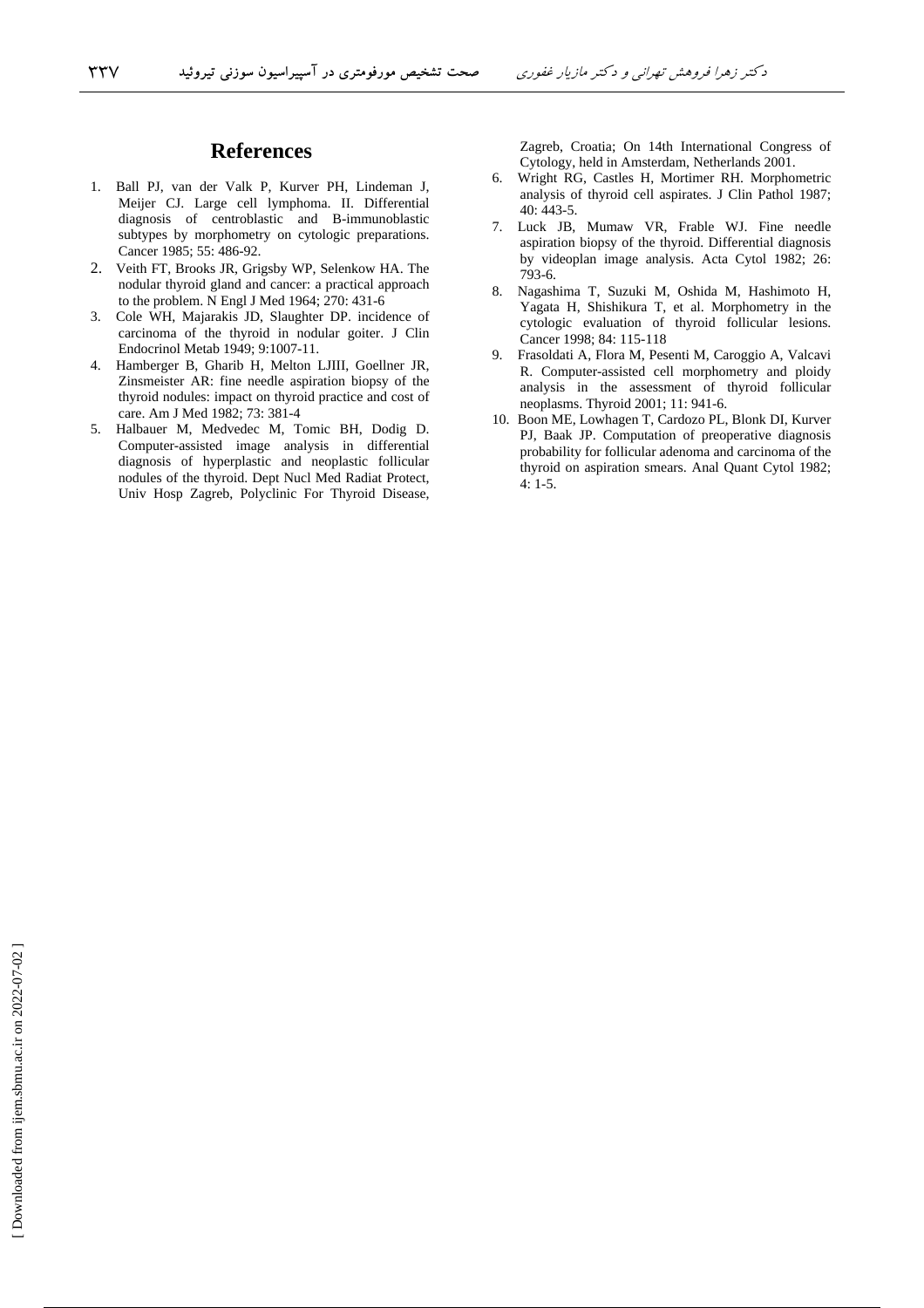## References

1. Ball PJ, van der Valk P, Kurver PH, Lindeman J, Meijer CJ. Large cell lymphoma. II. Differential diagnosis of centroblastic and B-immunoblastic subtypes by morphometry on cytologic preparations. Cancer 1985; 55: 486-92.
2. Veith FT, Brooks JR, Grigsby WP, Selenkow HA. The nodular thyroid gland and cancer: a practical approach to the problem. N Engl J Med 1964; 270: 431-6
3. Cole WH, Majarakis JD, Slaughter DP. incidence of carcinoma of the thyroid in nodular goiter. J Clin Endocrinol Metab 1949; 9:1007-11.
4. Hamberger B, Gharib H, Melton LJIII, Goellner JR, Zinsmeister AR: fine needle aspiration biopsy of the thyroid nodules: impact on thyroid practice and cost of care. Am J Med 1982; 73: 381-4
5. Halbauer M, Medvedec M, Tomic BH, Dodig D. Computer-assisted image analysis in differential diagnosis of hyperplastic and neoplastic follicular nodules of the thyroid. Dept Nucl Med Radiat Protect, Univ Hosp Zagreb, Polyclinic For Thyroid Disease, Zagreb, Croatia; On 14th International Congress of Cytology, held in Amsterdam, Netherlands 2001.
6. Wright RG, Castles H, Mortimer RH. Morphometric analysis of thyroid cell aspirates. J Clin Pathol 1987; 40: 443-5.
7. Luck JB, Mumaw VR, Frable WJ. Fine needle aspiration biopsy of the thyroid. Differential diagnosis by videoplan image analysis. Acta Cytol 1982; 26: 793-6.
8. Nagashima T, Suzuki M, Oshida M, Hashimoto H, Yagata H, Shishikura T, et al. Morphometry in the cytologic evaluation of thyroid follicular lesions. Cancer 1998; 84: 115-118
9. Frasoldati A, Flora M, Pesenti M, Caroggio A, Valcavi R. Computer-assisted cell morphometry and ploidy analysis in the assessment of thyroid follicular neoplasms. Thyroid 2001; 11: 941-6.
10. Boon ME, Lowhagen T, Cardozo PL, Blonk DI, Kurver PJ, Baak JP. Computation of preoperative diagnosis probability for follicular adenoma and carcinoma of the thyroid on aspiration smears. Anal Quant Cytol 1982; 4: 1-5.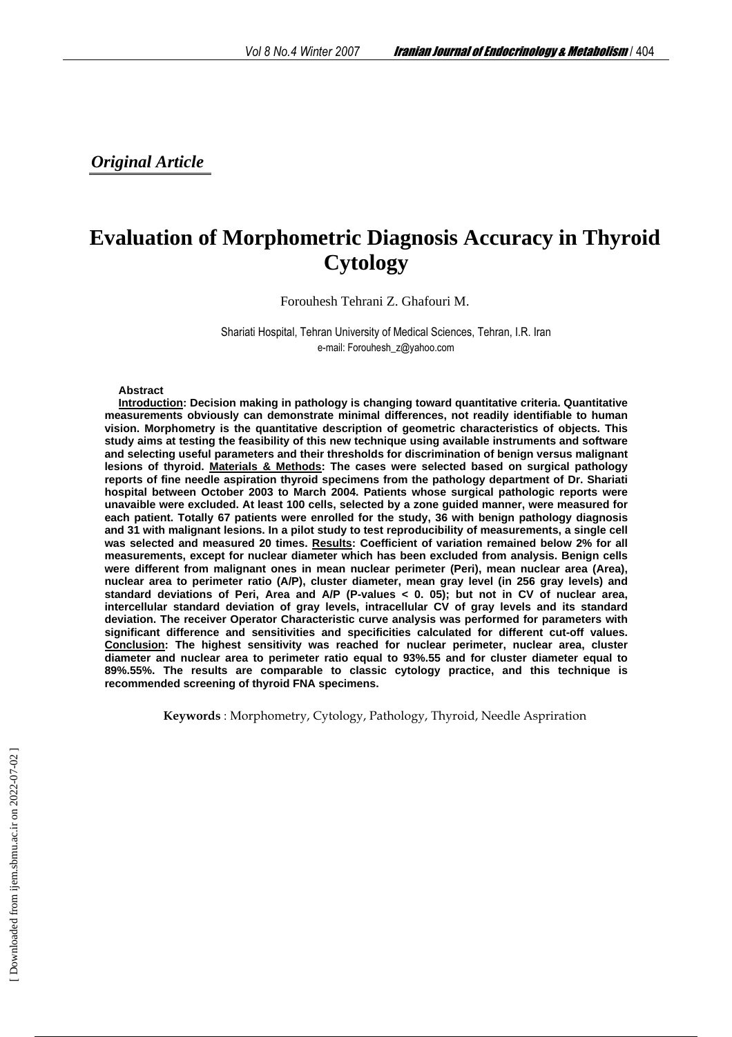*Original Article*

# Evaluation of Morphometric Diagnosis Accuracy in Thyroid Cytology

Forouhesh Tehrani Z. Ghafouri M.

Shariati Hospital, Tehran University of Medical Sciences, Tehran, I.R. Iran
e-mail: Forouhesh_z@yahoo.com

**Abstract**

**Introduction: Decision making in pathology is changing toward quantitative criteria. Quantitative measurements obviously can demonstrate minimal differences, not readily identifiable to human vision. Morphometry is the quantitative description of geometric characteristics of objects. This study aims at testing the feasibility of this new technique using available instruments and software and selecting useful parameters and their thresholds for discrimination of benign versus malignant lesions of thyroid. Materials & Methods: The cases were selected based on surgical pathology reports of fine needle aspiration thyroid specimens from the pathology department of Dr. Shariati hospital between October 2003 to March 2004. Patients whose surgical pathologic reports were unavaible were excluded. At least 100 cells, selected by a zone guided manner, were measured for each patient. Totally 67 patients were enrolled for the study, 36 with benign pathology diagnosis and 31 with malignant lesions. In a pilot study to test reproducibility of measurements, a single cell was selected and measured 20 times. Results: Coefficient of variation remained below 2% for all measurements, except for nuclear diameter which has been excluded from analysis. Benign cells were different from malignant ones in mean nuclear perimeter (Peri), mean nuclear area (Area), nuclear area to perimeter ratio (A/P), cluster diameter, mean gray level (in 256 gray levels) and standard deviations of Peri, Area and A/P (P-values < 0. 05); but not in CV of nuclear area, intercellular standard deviation of gray levels, intracellular CV of gray levels and its standard deviation. The receiver Operator Characteristic curve analysis was performed for parameters with significant difference and sensitivities and specificities calculated for different cut-off values. Conclusion: The highest sensitivity was reached for nuclear perimeter, nuclear area, cluster diameter and nuclear area to perimeter ratio equal to 93%.55 and for cluster diameter equal to 89%.55%. The results are comparable to classic cytology practice, and this technique is recommended screening of thyroid FNA specimens.**

**Keywords** : Morphometry, Cytology, Pathology, Thyroid, Needle Aspriration